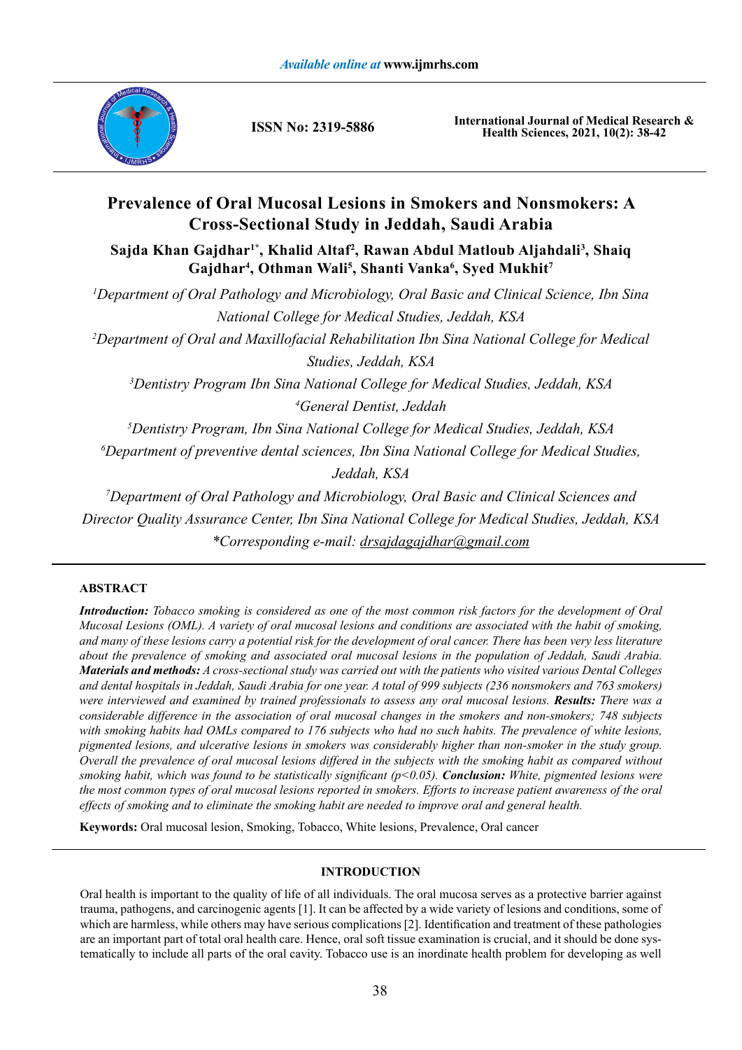# Prevalence of Oral Mucosal Lesions in Smokers and Nonsmokers: A Cross-Sectional Study in Jeddah, Saudi Arabia

**Sajda Khan Gajdhar[1*], Khalid Altaf[2], Rawan Abdul Matloub Aljahdali[3], Shaiq Gajdhar[4], Othman Wali[5], Shanti Vanka[6], Syed Mukhit[7]**

*[1]Department of Oral Pathology and Microbiology, Oral Basic and Clinical Science, Ibn Sina National College for Medical Studies, Jeddah, KSA*

*[2]Department of Oral and Maxillofacial Rehabilitation Ibn Sina National College for Medical Studies, Jeddah, KSA*

*[3]Dentistry Program Ibn Sina National College for Medical Studies, Jeddah, KSA*

*[4]General Dentist, Jeddah*

*[5]Dentistry Program, Ibn Sina National College for Medical Studies, Jeddah, KSA*

*[6]Department of preventive dental sciences, Ibn Sina National College for Medical Studies, Jeddah, KSA*

*[7]Department of Oral Pathology and Microbiology, Oral Basic and Clinical Sciences and Director Quality Assurance Center, Ibn Sina National College for Medical Studies, Jeddah, KSA*

*\*Corresponding e-mail: drsajdagajdhar@gmail.com*

## ABSTRACT

***Introduction:*** *Tobacco smoking is considered as one of the most common risk factors for the development of Oral Mucosal Lesions (OML). A variety of oral mucosal lesions and conditions are associated with the habit of smoking, and many of these lesions carry a potential risk for the development of oral cancer. There has been very less literature about the prevalence of smoking and associated oral mucosal lesions in the population of Jeddah, Saudi Arabia.* ***Materials and methods:*** *A cross-sectional study was carried out with the patients who visited various Dental Colleges and dental hospitals in Jeddah, Saudi Arabia for one year. A total of 999 subjects (236 nonsmokers and 763 smokers) were interviewed and examined by trained professionals to assess any oral mucosal lesions.* ***Results:*** *There was a considerable difference in the association of oral mucosal changes in the smokers and non-smokers; 748 subjects with smoking habits had OMLs compared to 176 subjects who had no such habits. The prevalence of white lesions, pigmented lesions, and ulcerative lesions in smokers was considerably higher than non-smoker in the study group. Overall the prevalence of oral mucosal lesions differed in the subjects with the smoking habit as compared without smoking habit, which was found to be statistically significant ($p<0.05$).* ***Conclusion:*** *White, pigmented lesions were the most common types of oral mucosal lesions reported in smokers. Efforts to increase patient awareness of the oral effects of smoking and to eliminate the smoking habit are needed to improve oral and general health.*

**Keywords:** Oral mucosal lesion, Smoking, Tobacco, White lesions, Prevalence, Oral cancer

## INTRODUCTION

Oral health is important to the quality of life of all individuals. The oral mucosa serves as a protective barrier against trauma, pathogens, and carcinogenic agents [1]. It can be affected by a wide variety of lesions and conditions, some of which are harmless, while others may have serious complications [2]. Identification and treatment of these pathologies are an important part of total oral health care. Hence, oral soft tissue examination is crucial, and it should be done systematically to include all parts of the oral cavity. Tobacco use is an inordinate health problem for developing as well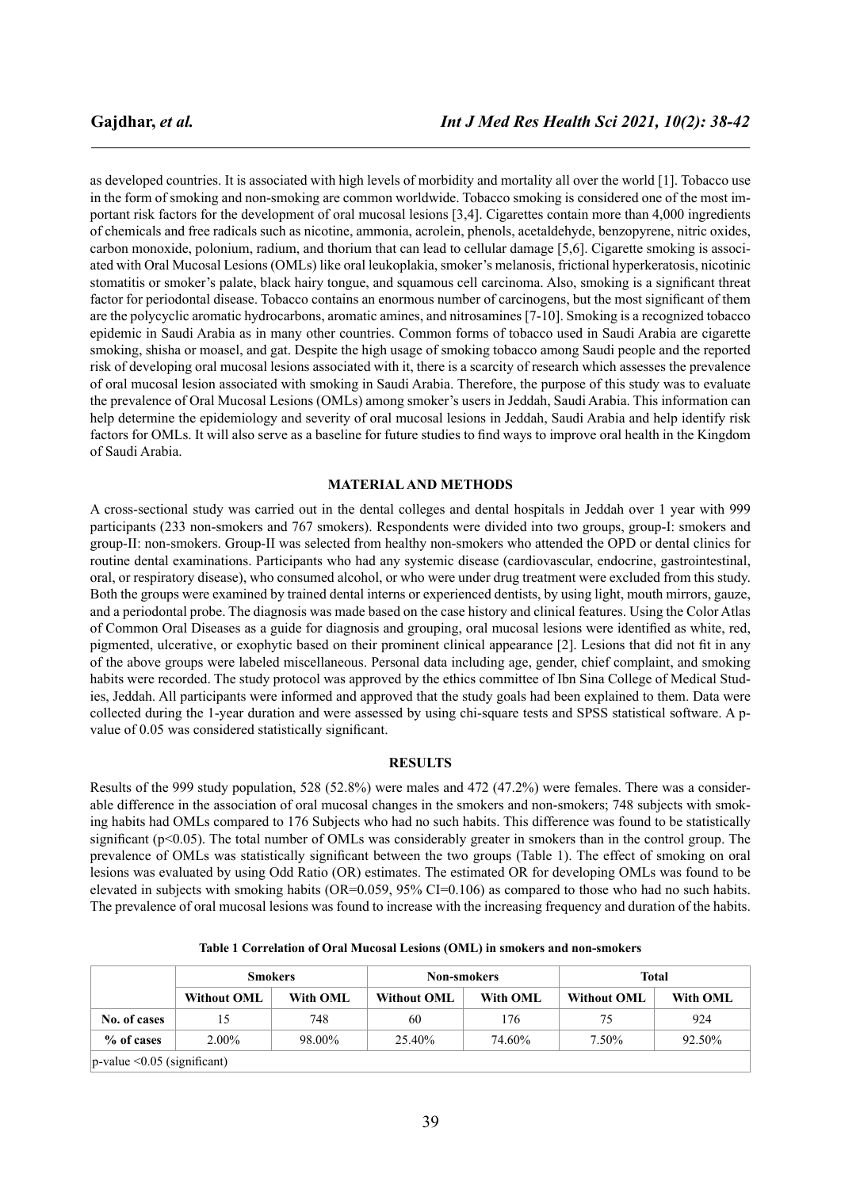as developed countries. It is associated with high levels of morbidity and mortality all over the world [1]. Tobacco use in the form of smoking and non-smoking are common worldwide. Tobacco smoking is considered one of the most important risk factors for the development of oral mucosal lesions [3,4]. Cigarettes contain more than 4,000 ingredients of chemicals and free radicals such as nicotine, ammonia, acrolein, phenols, acetaldehyde, benzopyrene, nitric oxides, carbon monoxide, polonium, radium, and thorium that can lead to cellular damage [5,6]. Cigarette smoking is associated with Oral Mucosal Lesions (OMLs) like oral leukoplakia, smoker's melanosis, frictional hyperkeratosis, nicotinic stomatitis or smoker's palate, black hairy tongue, and squamous cell carcinoma. Also, smoking is a significant threat factor for periodontal disease. Tobacco contains an enormous number of carcinogens, but the most significant of them are the polycyclic aromatic hydrocarbons, aromatic amines, and nitrosamines [7-10]. Smoking is a recognized tobacco epidemic in Saudi Arabia as in many other countries. Common forms of tobacco used in Saudi Arabia are cigarette smoking, shisha or moasel, and gat. Despite the high usage of smoking tobacco among Saudi people and the reported risk of developing oral mucosal lesions associated with it, there is a scarcity of research which assesses the prevalence of oral mucosal lesion associated with smoking in Saudi Arabia. Therefore, the purpose of this study was to evaluate the prevalence of Oral Mucosal Lesions (OMLs) among smoker's users in Jeddah, Saudi Arabia. This information can help determine the epidemiology and severity of oral mucosal lesions in Jeddah, Saudi Arabia and help identify risk factors for OMLs. It will also serve as a baseline for future studies to find ways to improve oral health in the Kingdom of Saudi Arabia.

## MATERIAL AND METHODS

A cross-sectional study was carried out in the dental colleges and dental hospitals in Jeddah over 1 year with 999 participants (233 non-smokers and 767 smokers). Respondents were divided into two groups, group-I: smokers and group-II: non-smokers. Group-II was selected from healthy non-smokers who attended the OPD or dental clinics for routine dental examinations. Participants who had any systemic disease (cardiovascular, endocrine, gastrointestinal, oral, or respiratory disease), who consumed alcohol, or who were under drug treatment were excluded from this study. Both the groups were examined by trained dental interns or experienced dentists, by using light, mouth mirrors, gauze, and a periodontal probe. The diagnosis was made based on the case history and clinical features. Using the Color Atlas of Common Oral Diseases as a guide for diagnosis and grouping, oral mucosal lesions were identified as white, red, pigmented, ulcerative, or exophytic based on their prominent clinical appearance [2]. Lesions that did not fit in any of the above groups were labeled miscellaneous. Personal data including age, gender, chief complaint, and smoking habits were recorded. The study protocol was approved by the ethics committee of Ibn Sina College of Medical Studies, Jeddah. All participants were informed and approved that the study goals had been explained to them. Data were collected during the 1-year duration and were assessed by using chi-square tests and SPSS statistical software. A p-value of 0.05 was considered statistically significant.

## RESULTS

Results of the 999 study population, 528 (52.8%) were males and 472 (47.2%) were females. There was a considerable difference in the association of oral mucosal changes in the smokers and non-smokers; 748 subjects with smoking habits had OMLs compared to 176 Subjects who had no such habits. This difference was found to be statistically significant ($p<0.05$). The total number of OMLs was considerably greater in smokers than in the control group. The prevalence of OMLs was statistically significant between the two groups (Table 1). The effect of smoking on oral lesions was evaluated by using Odd Ratio (OR) estimates. The estimated OR for developing OMLs was found to be elevated in subjects with smoking habits (OR=0.059, 95% CI=0.106) as compared to those who had no such habits. The prevalence of oral mucosal lesions was found to increase with the increasing frequency and duration of the habits.

**Table 1 Correlation of Oral Mucosal Lesions (OML) in smokers and non-smokers**

| | Smokers | | Non-smokers | | Total | |
|---|---|---|---|---|---|---|
| | Without OML | With OML | Without OML | With OML | Without OML | With OML |
| No. of cases | 15 | 748 | 60 | 176 | 75 | 924 |
| % of cases | 2.00% | 98.00% | 25.40% | 74.60% | 7.50% | 92.50% |
| p-value <0.05 (significant) | | | | | | |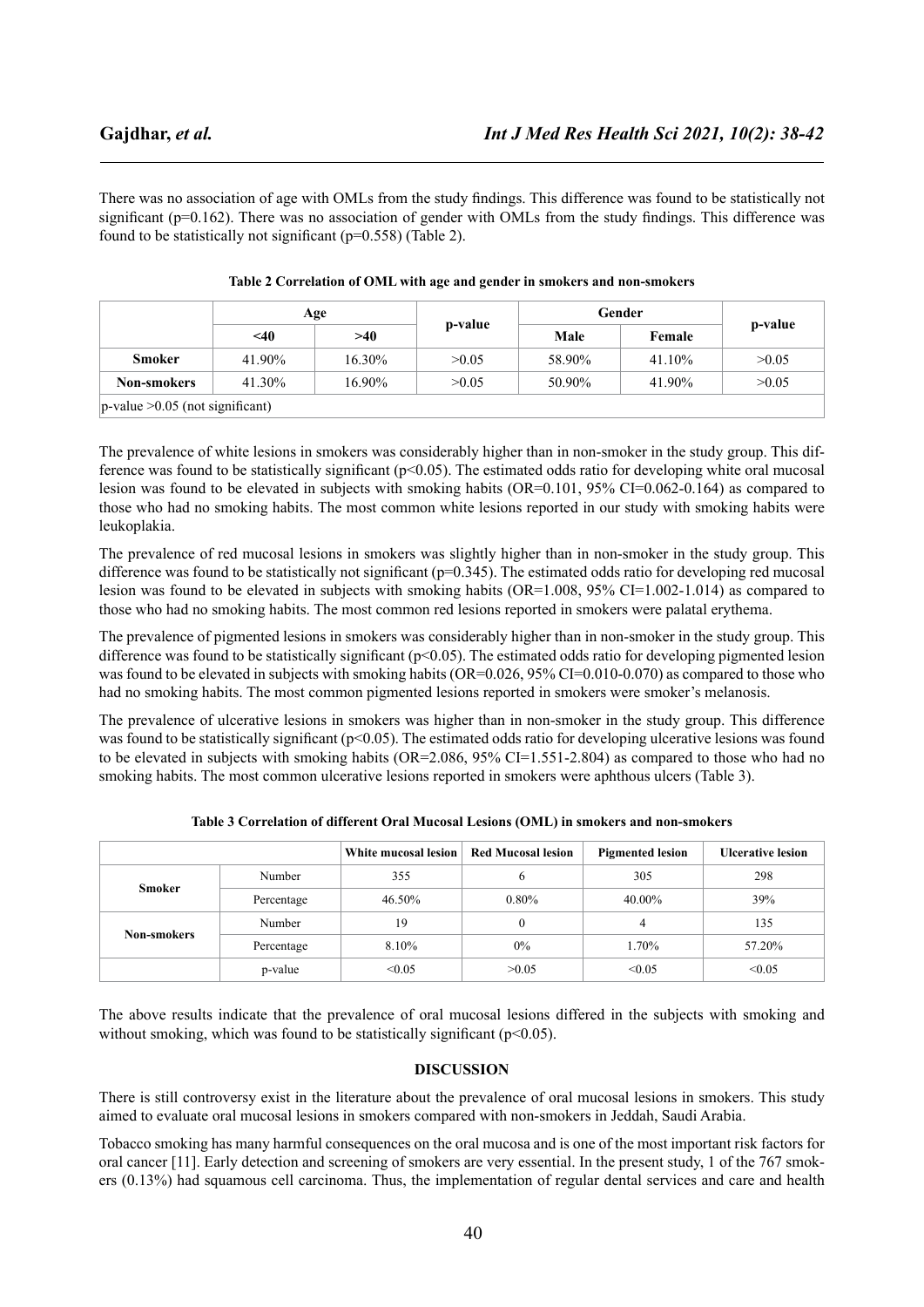There was no association of age with OMLs from the study findings. This difference was found to be statistically not significant (p=0.162). There was no association of gender with OMLs from the study findings. This difference was found to be statistically not significant (p=0.558) (Table 2).

**Table 2 Correlation of OML with age and gender in smokers and non-smokers**

| | Age | | p-value | Gender | | p-value |
|---|---|---|---|---|---|---|
| | <40 | >40 | | Male | Female | |
| **Smoker** | 41.90% | 16.30% | >0.05 | 58.90% | 41.10% | >0.05 |
| **Non-smokers** | 41.30% | 16.90% | >0.05 | 50.90% | 41.90% | >0.05 |
| p-value >0.05 (not significant) | | | | | | |

The prevalence of white lesions in smokers was considerably higher than in non-smoker in the study group. This difference was found to be statistically significant (p<0.05). The estimated odds ratio for developing white oral mucosal lesion was found to be elevated in subjects with smoking habits (OR=0.101, 95% CI=0.062-0.164) as compared to those who had no smoking habits. The most common white lesions reported in our study with smoking habits were leukoplakia.

The prevalence of red mucosal lesions in smokers was slightly higher than in non-smoker in the study group. This difference was found to be statistically not significant (p=0.345). The estimated odds ratio for developing red mucosal lesion was found to be elevated in subjects with smoking habits (OR=1.008, 95% CI=1.002-1.014) as compared to those who had no smoking habits. The most common red lesions reported in smokers were palatal erythema.

The prevalence of pigmented lesions in smokers was considerably higher than in non-smoker in the study group. This difference was found to be statistically significant (p<0.05). The estimated odds ratio for developing pigmented lesion was found to be elevated in subjects with smoking habits (OR=0.026, 95% CI=0.010-0.070) as compared to those who had no smoking habits. The most common pigmented lesions reported in smokers were smoker's melanosis.

The prevalence of ulcerative lesions in smokers was higher than in non-smoker in the study group. This difference was found to be statistically significant (p<0.05). The estimated odds ratio for developing ulcerative lesions was found to be elevated in subjects with smoking habits (OR=2.086, 95% CI=1.551-2.804) as compared to those who had no smoking habits. The most common ulcerative lesions reported in smokers were aphthous ulcers (Table 3).

**Table 3 Correlation of different Oral Mucosal Lesions (OML) in smokers and non-smokers**

| | | White mucosal lesion | Red Mucosal lesion | Pigmented lesion | Ulcerative lesion |
|---|---|---|---|---|---|
| **Smoker** | Number | 355 | 6 | 305 | 298 |
| | Percentage | 46.50% | 0.80% | 40.00% | 39% |
| **Non-smokers** | Number | 19 | 0 | 4 | 135 |
| | Percentage | 8.10% | 0% | 1.70% | 57.20% |
| | p-value | <0.05 | >0.05 | <0.05 | <0.05 |

The above results indicate that the prevalence of oral mucosal lesions differed in the subjects with smoking and without smoking, which was found to be statistically significant (p<0.05).

## DISCUSSION

There is still controversy exist in the literature about the prevalence of oral mucosal lesions in smokers. This study aimed to evaluate oral mucosal lesions in smokers compared with non-smokers in Jeddah, Saudi Arabia.

Tobacco smoking has many harmful consequences on the oral mucosa and is one of the most important risk factors for oral cancer [11]. Early detection and screening of smokers are very essential. In the present study, 1 of the 767 smokers (0.13%) had squamous cell carcinoma. Thus, the implementation of regular dental services and care and health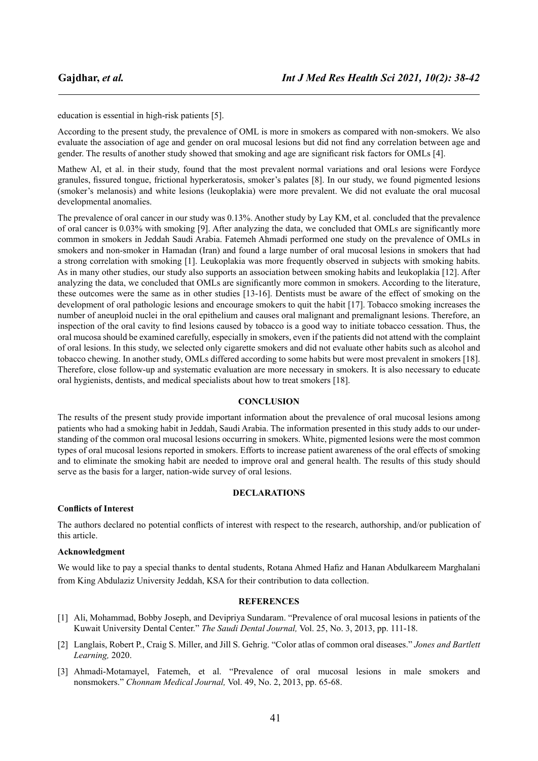education is essential in high-risk patients [5].

According to the present study, the prevalence of OML is more in smokers as compared with non-smokers. We also evaluate the association of age and gender on oral mucosal lesions but did not find any correlation between age and gender. The results of another study showed that smoking and age are significant risk factors for OMLs [4].

Mathew Al, et al. in their study, found that the most prevalent normal variations and oral lesions were Fordyce granules, fissured tongue, frictional hyperkeratosis, smoker's palates [8]. In our study, we found pigmented lesions (smoker's melanosis) and white lesions (leukoplakia) were more prevalent. We did not evaluate the oral mucosal developmental anomalies.

The prevalence of oral cancer in our study was 0.13%. Another study by Lay KM, et al. concluded that the prevalence of oral cancer is 0.03% with smoking [9]. After analyzing the data, we concluded that OMLs are significantly more common in smokers in Jeddah Saudi Arabia. Fatemeh Ahmadi performed one study on the prevalence of OMLs in smokers and non-smoker in Hamadan (Iran) and found a large number of oral mucosal lesions in smokers that had a strong correlation with smoking [1]. Leukoplakia was more frequently observed in subjects with smoking habits. As in many other studies, our study also supports an association between smoking habits and leukoplakia [12]. After analyzing the data, we concluded that OMLs are significantly more common in smokers. According to the literature, these outcomes were the same as in other studies [13-16]. Dentists must be aware of the effect of smoking on the development of oral pathologic lesions and encourage smokers to quit the habit [17]. Tobacco smoking increases the number of aneuploid nuclei in the oral epithelium and causes oral malignant and premalignant lesions. Therefore, an inspection of the oral cavity to find lesions caused by tobacco is a good way to initiate tobacco cessation. Thus, the oral mucosa should be examined carefully, especially in smokers, even if the patients did not attend with the complaint of oral lesions. In this study, we selected only cigarette smokers and did not evaluate other habits such as alcohol and tobacco chewing. In another study, OMLs differed according to some habits but were most prevalent in smokers [18]. Therefore, close follow-up and systematic evaluation are more necessary in smokers. It is also necessary to educate oral hygienists, dentists, and medical specialists about how to treat smokers [18].

## CONCLUSION

The results of the present study provide important information about the prevalence of oral mucosal lesions among patients who had a smoking habit in Jeddah, Saudi Arabia. The information presented in this study adds to our understanding of the common oral mucosal lesions occurring in smokers. White, pigmented lesions were the most common types of oral mucosal lesions reported in smokers. Efforts to increase patient awareness of the oral effects of smoking and to eliminate the smoking habit are needed to improve oral and general health. The results of this study should serve as the basis for a larger, nation-wide survey of oral lesions.

## DECLARATIONS

### Conflicts of Interest

The authors declared no potential conflicts of interest with respect to the research, authorship, and/or publication of this article.

### Acknowledgment

We would like to pay a special thanks to dental students, Rotana Ahmed Hafiz and Hanan Abdulkareem Marghalani from King Abdulaziz University Jeddah, KSA for their contribution to data collection.

## REFERENCES

[1] Ali, Mohammad, Bobby Joseph, and Devipriya Sundaram. "Prevalence of oral mucosal lesions in patients of the Kuwait University Dental Center." *The Saudi Dental Journal,* Vol. 25, No. 3, 2013, pp. 111-18.

[2] Langlais, Robert P., Craig S. Miller, and Jill S. Gehrig. "Color atlas of common oral diseases." *Jones and Bartlett Learning,* 2020.

[3] Ahmadi-Motamayel, Fatemeh, et al. "Prevalence of oral mucosal lesions in male smokers and nonsmokers." *Chonnam Medical Journal,* Vol. 49, No. 2, 2013, pp. 65-68.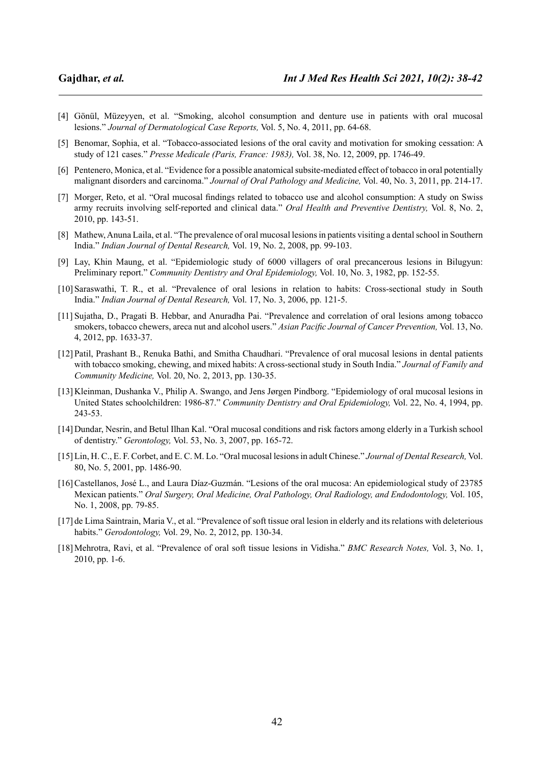[4] Gönül, Müzeyyen, et al. "Smoking, alcohol consumption and denture use in patients with oral mucosal lesions." *Journal of Dermatological Case Reports,* Vol. 5, No. 4, 2011, pp. 64-68.

[5] Benomar, Sophia, et al. "Tobacco-associated lesions of the oral cavity and motivation for smoking cessation: A study of 121 cases." *Presse Medicale (Paris, France: 1983),* Vol. 38, No. 12, 2009, pp. 1746-49.

[6] Pentenero, Monica, et al. "Evidence for a possible anatomical subsite-mediated effect of tobacco in oral potentially malignant disorders and carcinoma." *Journal of Oral Pathology and Medicine,* Vol. 40, No. 3, 2011, pp. 214-17.

[7] Morger, Reto, et al. "Oral mucosal findings related to tobacco use and alcohol consumption: A study on Swiss army recruits involving self-reported and clinical data." *Oral Health and Preventive Dentistry,* Vol. 8, No. 2, 2010, pp. 143-51.

[8] Mathew, Anuna Laila, et al. "The prevalence of oral mucosal lesions in patients visiting a dental school in Southern India." *Indian Journal of Dental Research,* Vol. 19, No. 2, 2008, pp. 99-103.

[9] Lay, Khin Maung, et al. "Epidemiologic study of 6000 villagers of oral precancerous lesions in Bilugyun: Preliminary report." *Community Dentistry and Oral Epidemiology,* Vol. 10, No. 3, 1982, pp. 152-55.

[10] Saraswathi, T. R., et al. "Prevalence of oral lesions in relation to habits: Cross-sectional study in South India." *Indian Journal of Dental Research,* Vol. 17, No. 3, 2006, pp. 121-5.

[11] Sujatha, D., Pragati B. Hebbar, and Anuradha Pai. "Prevalence and correlation of oral lesions among tobacco smokers, tobacco chewers, areca nut and alcohol users." *Asian Pacific Journal of Cancer Prevention,* Vol. 13, No. 4, 2012, pp. 1633-37.

[12] Patil, Prashant B., Renuka Bathi, and Smitha Chaudhari. "Prevalence of oral mucosal lesions in dental patients with tobacco smoking, chewing, and mixed habits: A cross-sectional study in South India." *Journal of Family and Community Medicine,* Vol. 20, No. 2, 2013, pp. 130-35.

[13] Kleinman, Dushanka V., Philip A. Swango, and Jens Jørgen Pindborg. "Epidemiology of oral mucosal lesions in United States schoolchildren: 1986-87." *Community Dentistry and Oral Epidemiology,* Vol. 22, No. 4, 1994, pp. 243-53.

[14] Dundar, Nesrin, and Betul Ilhan Kal. "Oral mucosal conditions and risk factors among elderly in a Turkish school of dentistry." *Gerontology,* Vol. 53, No. 3, 2007, pp. 165-72.

[15] Lin, H. C., E. F. Corbet, and E. C. M. Lo. "Oral mucosal lesions in adult Chinese." *Journal of Dental Research,* Vol. 80, No. 5, 2001, pp. 1486-90.

[16] Castellanos, José L., and Laura Díaz-Guzmán. "Lesions of the oral mucosa: An epidemiological study of 23785 Mexican patients." *Oral Surgery, Oral Medicine, Oral Pathology, Oral Radiology, and Endodontology,* Vol. 105, No. 1, 2008, pp. 79-85.

[17] de Lima Saintrain, Maria V., et al. "Prevalence of soft tissue oral lesion in elderly and its relations with deleterious habits." *Gerodontology,* Vol. 29, No. 2, 2012, pp. 130-34.

[18] Mehrotra, Ravi, et al. "Prevalence of oral soft tissue lesions in Vidisha." *BMC Research Notes,* Vol. 3, No. 1, 2010, pp. 1-6.